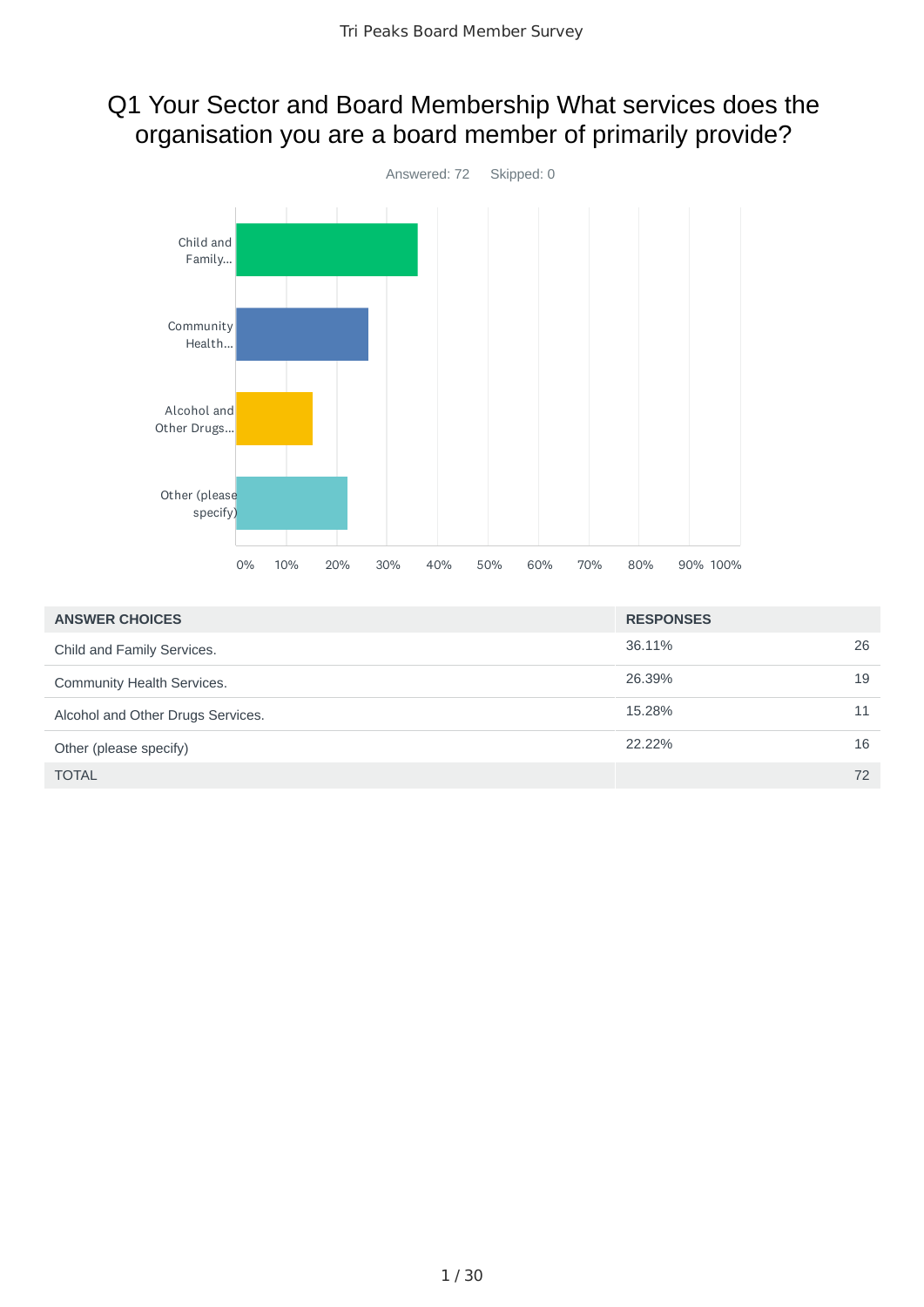# Q1 Your Sector and Board Membership What services does the organisation you are a board member of primarily provide?

Answered: 72    Skipped: 0

| ANSWER CHOICES | RESPONSES | |
|---|---|---|
| Child and Family Services. | 36.11% | 26 |
| Community Health Services. | 26.39% | 19 |
| Alcohol and Other Drugs Services. | 15.28% | 11 |
| Other (please specify) | 22.22% | 16 |
| TOTAL | | 72 |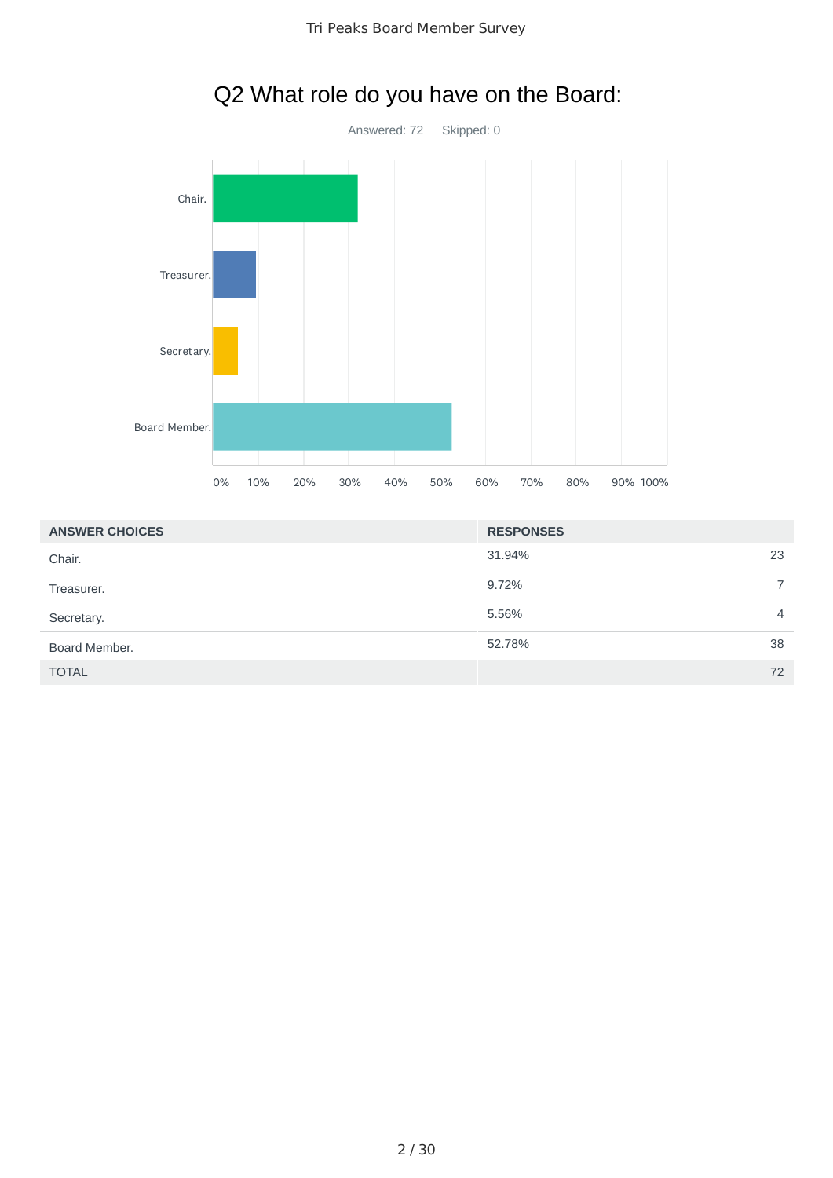## Q2 What role do you have on the Board:

Answered: 72 Skipped: 0

| ANSWER CHOICES | RESPONSES | |
|---|---|---|
| Chair. | 31.94% | 23 |
| Treasurer. | 9.72% | 7 |
| Secretary. | 5.56% | 4 |
| Board Member. | 52.78% | 38 |
| TOTAL | | 72 |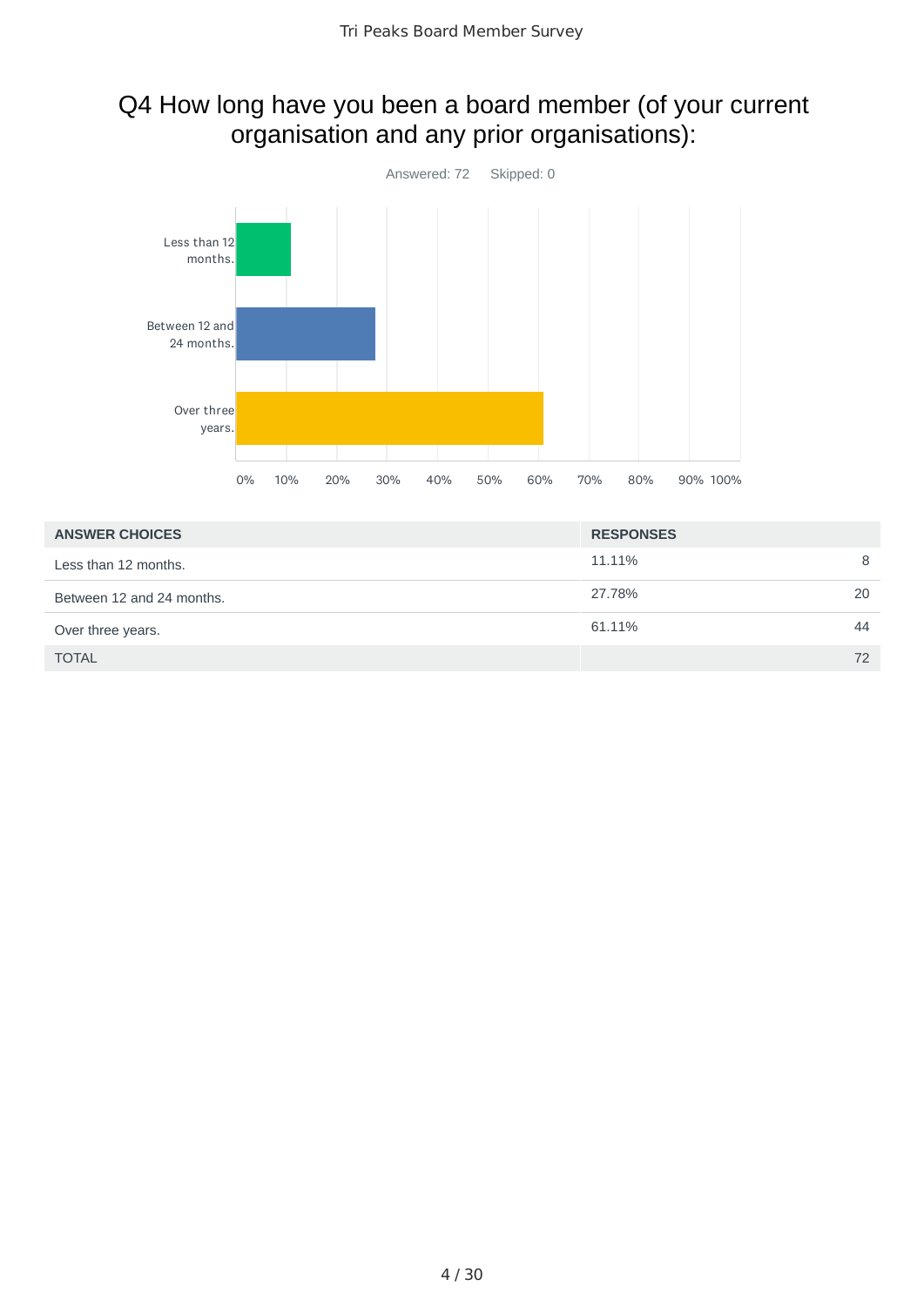# Q4 How long have you been a board member (of your current organisation and any prior organisations):

Answered: 72    Skipped: 0

| ANSWER CHOICES | RESPONSES | |
|---|---|---|
| Less than 12 months. | 11.11% | 8 |
| Between 12 and 24 months. | 27.78% | 20 |
| Over three years. | 61.11% | 44 |
| TOTAL | | 72 |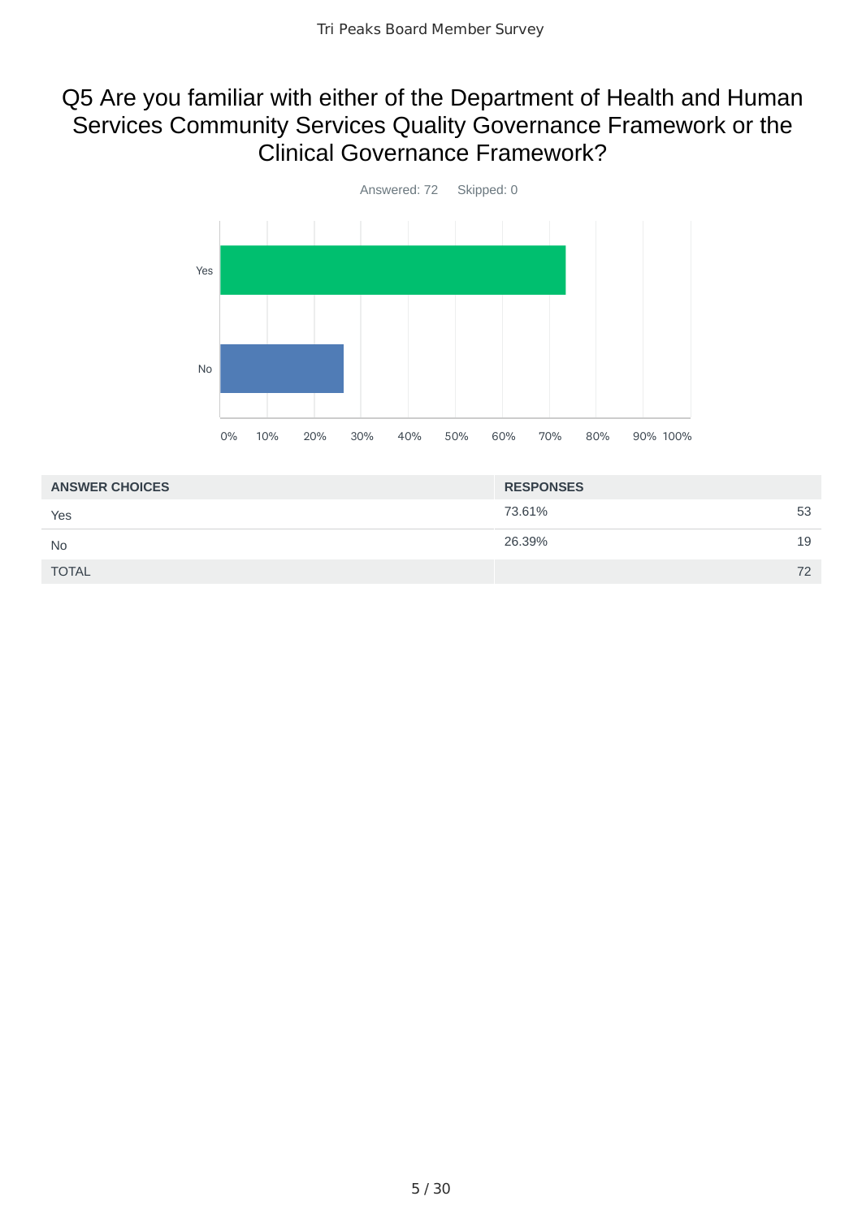# Q5 Are you familiar with either of the Department of Health and Human Services Community Services Quality Governance Framework or the Clinical Governance Framework?

Answered: 72 Skipped: 0

| ANSWER CHOICES | RESPONSES | |
|---|---|---|
| Yes | 73.61% | 53 |
| No | 26.39% | 19 |
| TOTAL | | 72 |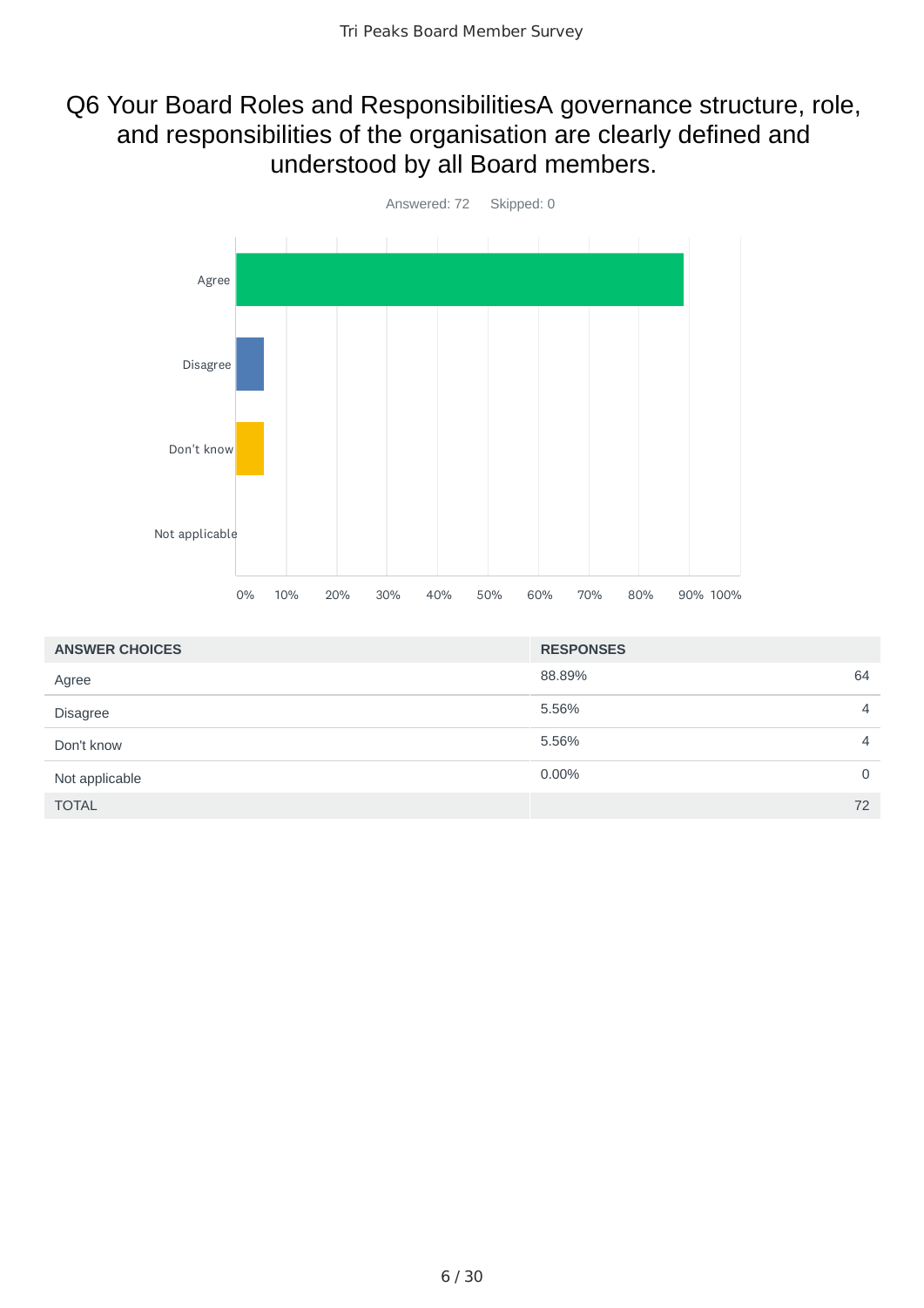# Q6 Your Board Roles and ResponsibilitiesA governance structure, role, and responsibilities of the organisation are clearly defined and understood by all Board members.

Answered: 72 Skipped: 0

| ANSWER CHOICES | RESPONSES | |
|---|---|---|
| Agree | 88.89% | 64 |
| Disagree | 5.56% | 4 |
| Don't know | 5.56% | 4 |
| Not applicable | 0.00% | 0 |
| TOTAL | | 72 |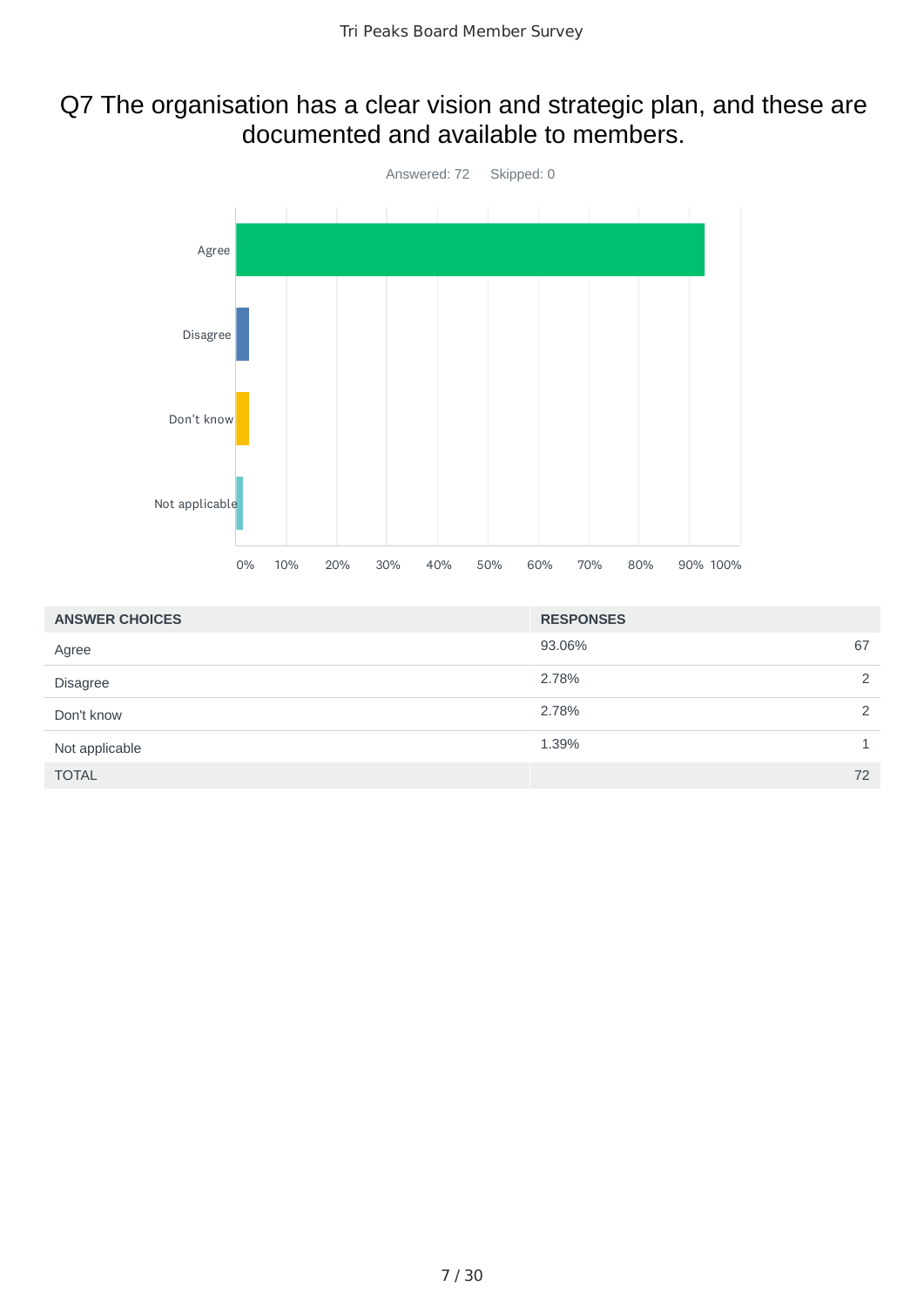# Q7 The organisation has a clear vision and strategic plan, and these are documented and available to members.

Answered: 72    Skipped: 0

| ANSWER CHOICES | RESPONSES | |
|---|---|---|
| Agree | 93.06% | 67 |
| Disagree | 2.78% | 2 |
| Don't know | 2.78% | 2 |
| Not applicable | 1.39% | 1 |
| TOTAL | | 72 |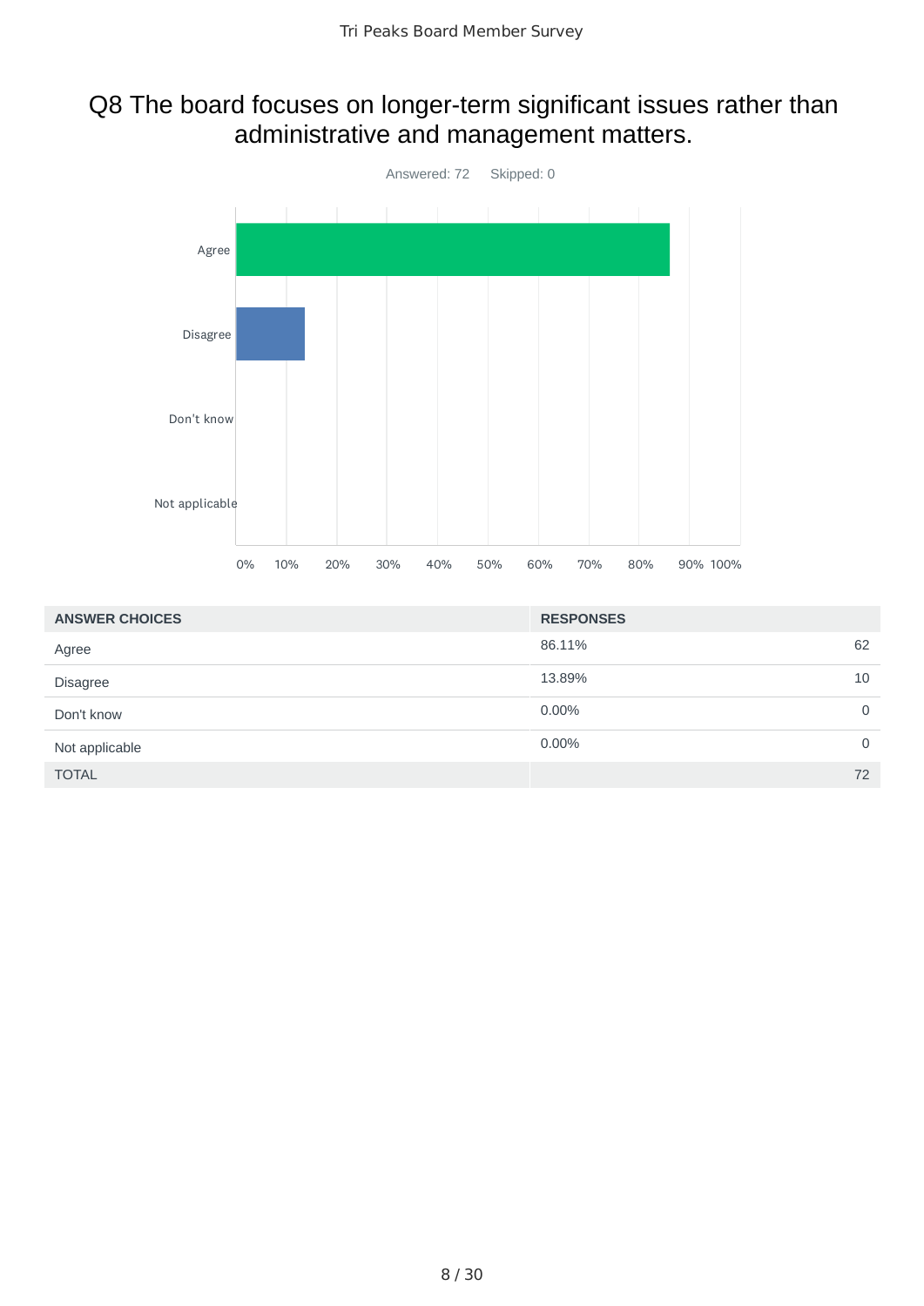## Q8 The board focuses on longer-term significant issues rather than administrative and management matters.

Answered: 72    Skipped: 0

| ANSWER CHOICES | RESPONSES | |
|---|---|---|
| Agree | 86.11% | 62 |
| Disagree | 13.89% | 10 |
| Don't know | 0.00% | 0 |
| Not applicable | 0.00% | 0 |
| TOTAL | | 72 |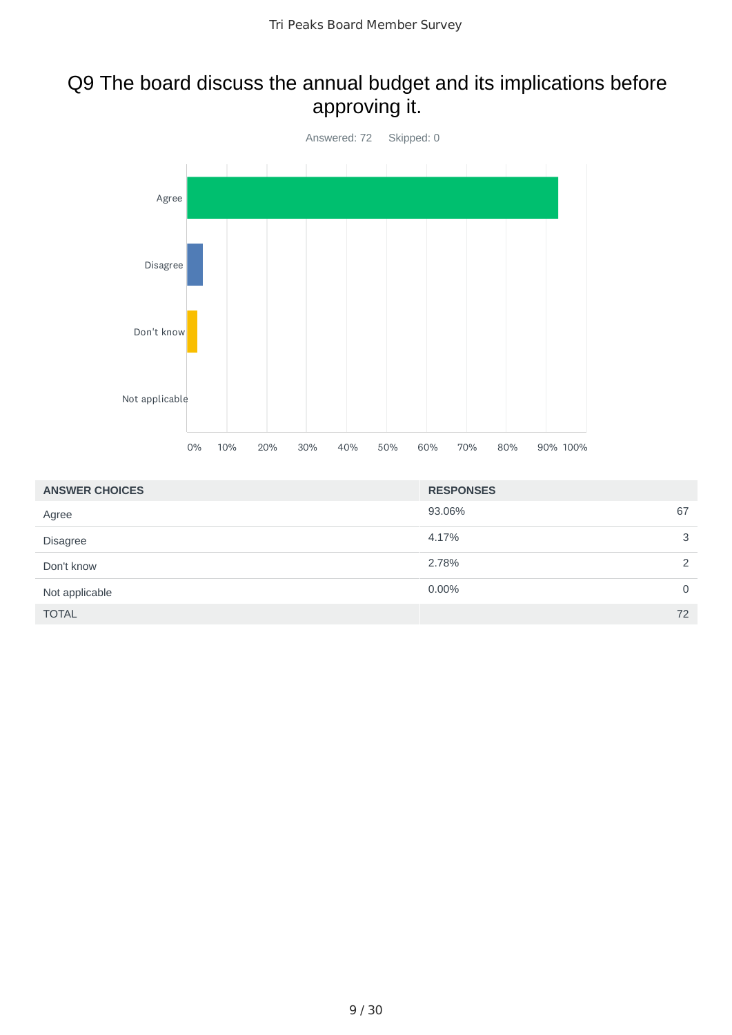# Q9 The board discuss the annual budget and its implications before approving it.

Answered: 72    Skipped: 0

| ANSWER CHOICES | RESPONSES | |
|---|---|---|
| Agree | 93.06% | 67 |
| Disagree | 4.17% | 3 |
| Don't know | 2.78% | 2 |
| Not applicable | 0.00% | 0 |
| TOTAL | | 72 |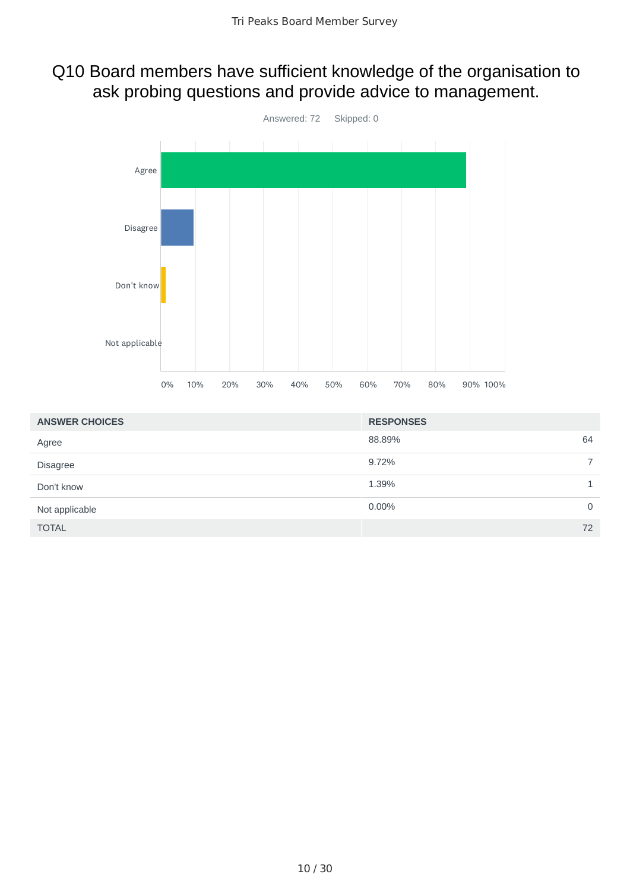# Q10 Board members have sufficient knowledge of the organisation to ask probing questions and provide advice to management.

Answered: 72 Skipped: 0

| ANSWER CHOICES | RESPONSES | |
|---|---|---|
| Agree | 88.89% | 64 |
| Disagree | 9.72% | 7 |
| Don't know | 1.39% | 1 |
| Not applicable | 0.00% | 0 |
| TOTAL | | 72 |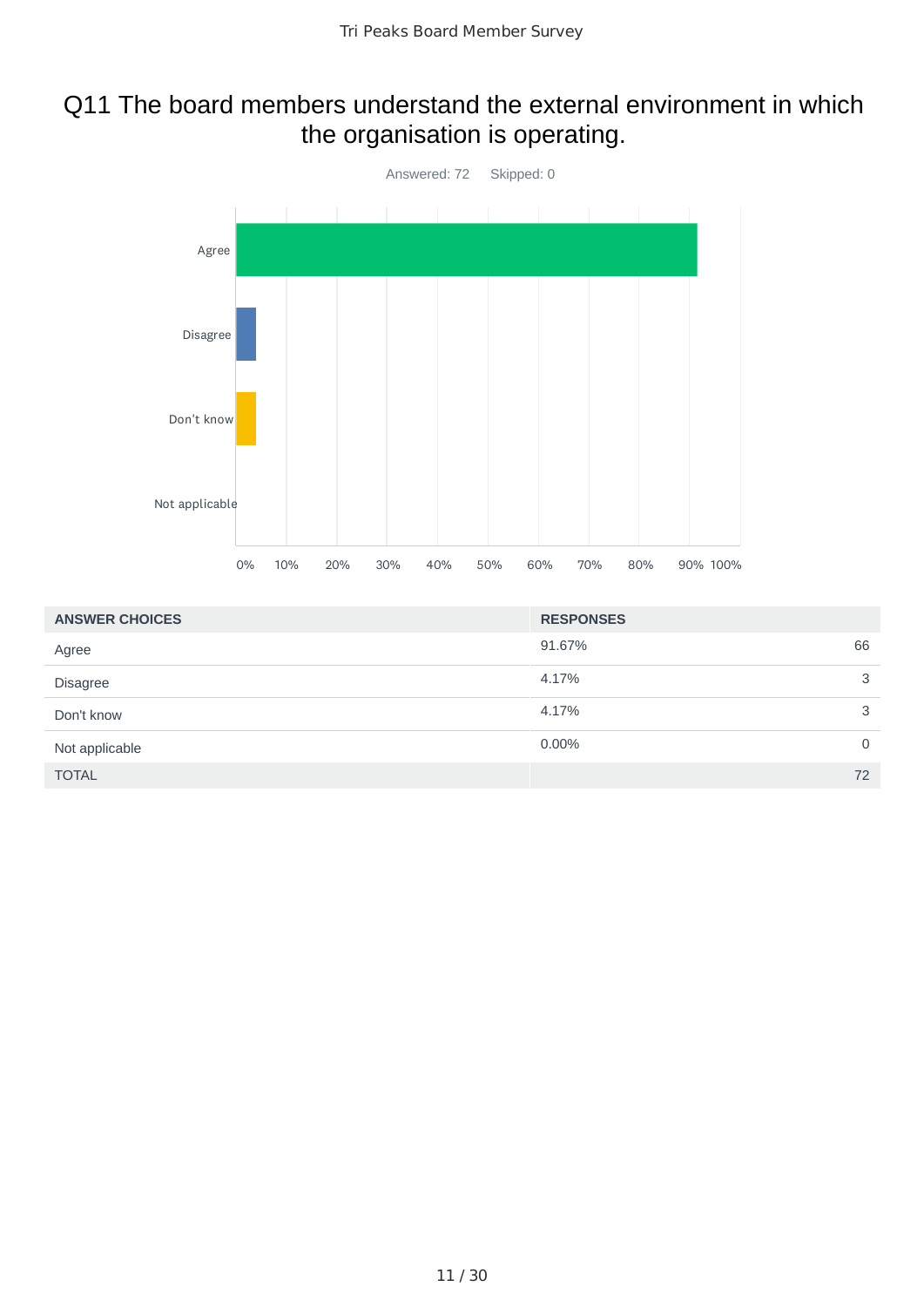## Q11 The board members understand the external environment in which the organisation is operating.

Answered: 72 Skipped: 0

| ANSWER CHOICES | RESPONSES | |
|---|---|---|
| Agree | 91.67% | 66 |
| Disagree | 4.17% | 3 |
| Don't know | 4.17% | 3 |
| Not applicable | 0.00% | 0 |
| TOTAL | | 72 |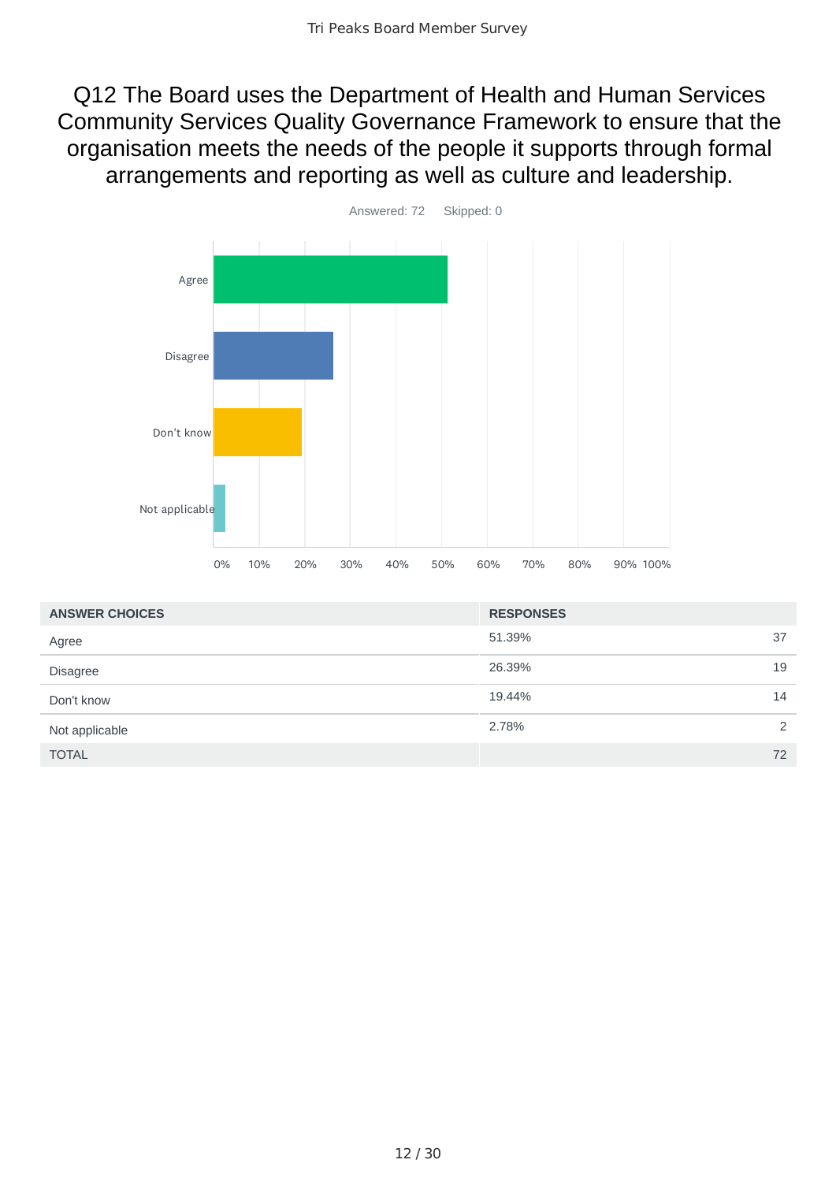# Q12 The Board uses the Department of Health and Human Services Community Services Quality Governance Framework to ensure that the organisation meets the needs of the people it supports through formal arrangements and reporting as well as culture and leadership.

Answered: 72 Skipped: 0

| ANSWER CHOICES | RESPONSES | |
|---|---|---|
| Agree | 51.39% | 37 |
| Disagree | 26.39% | 19 |
| Don't know | 19.44% | 14 |
| Not applicable | 2.78% | 2 |
| TOTAL | | 72 |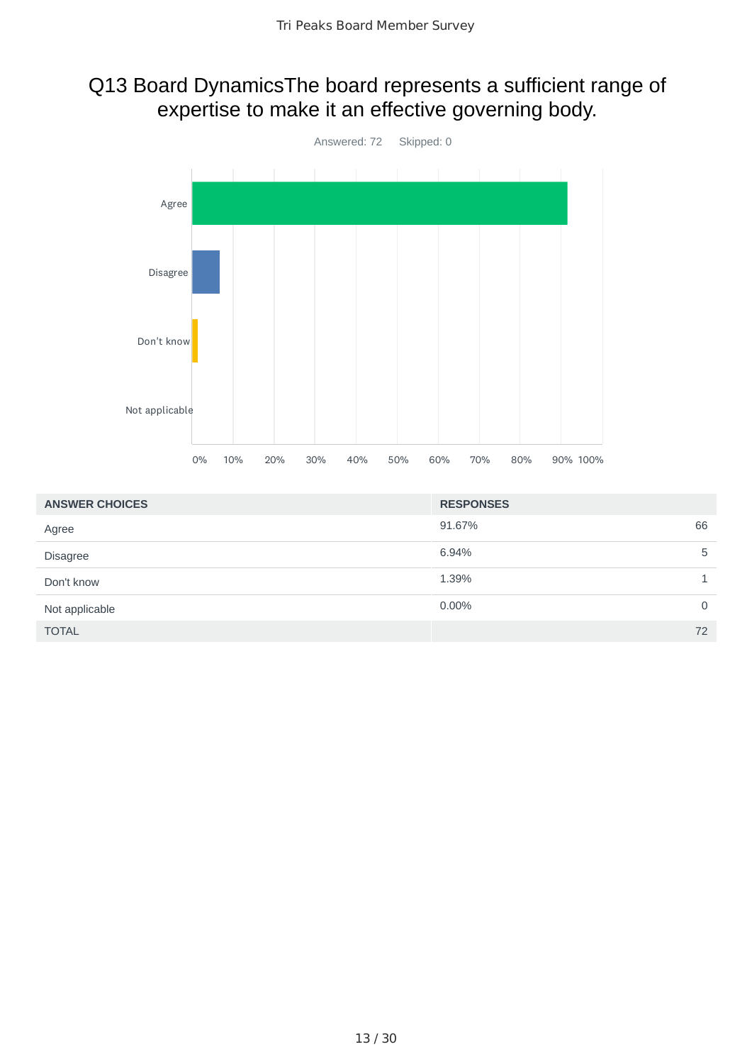## Q13 Board DynamicsThe board represents a sufficient range of expertise to make it an effective governing body.

Answered: 72    Skipped: 0

| ANSWER CHOICES | RESPONSES | |
|---|---|---|
| Agree | 91.67% | 66 |
| Disagree | 6.94% | 5 |
| Don't know | 1.39% | 1 |
| Not applicable | 0.00% | 0 |
| TOTAL | | 72 |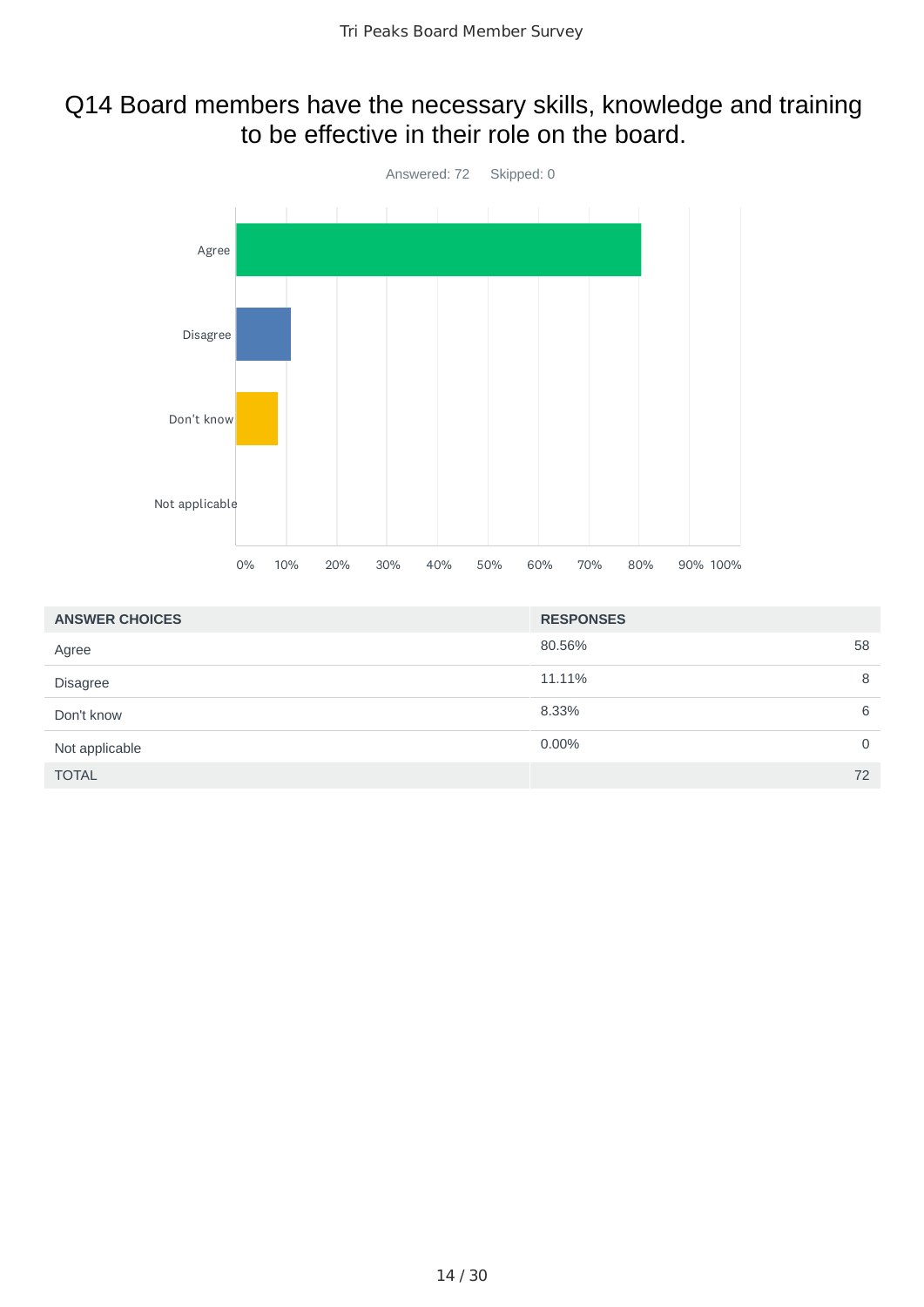# Q14 Board members have the necessary skills, knowledge and training to be effective in their role on the board.

Answered: 72 Skipped: 0

| ANSWER CHOICES | RESPONSES | |
|---|---|---|
| Agree | 80.56% | 58 |
| Disagree | 11.11% | 8 |
| Don't know | 8.33% | 6 |
| Not applicable | 0.00% | 0 |
| TOTAL | | 72 |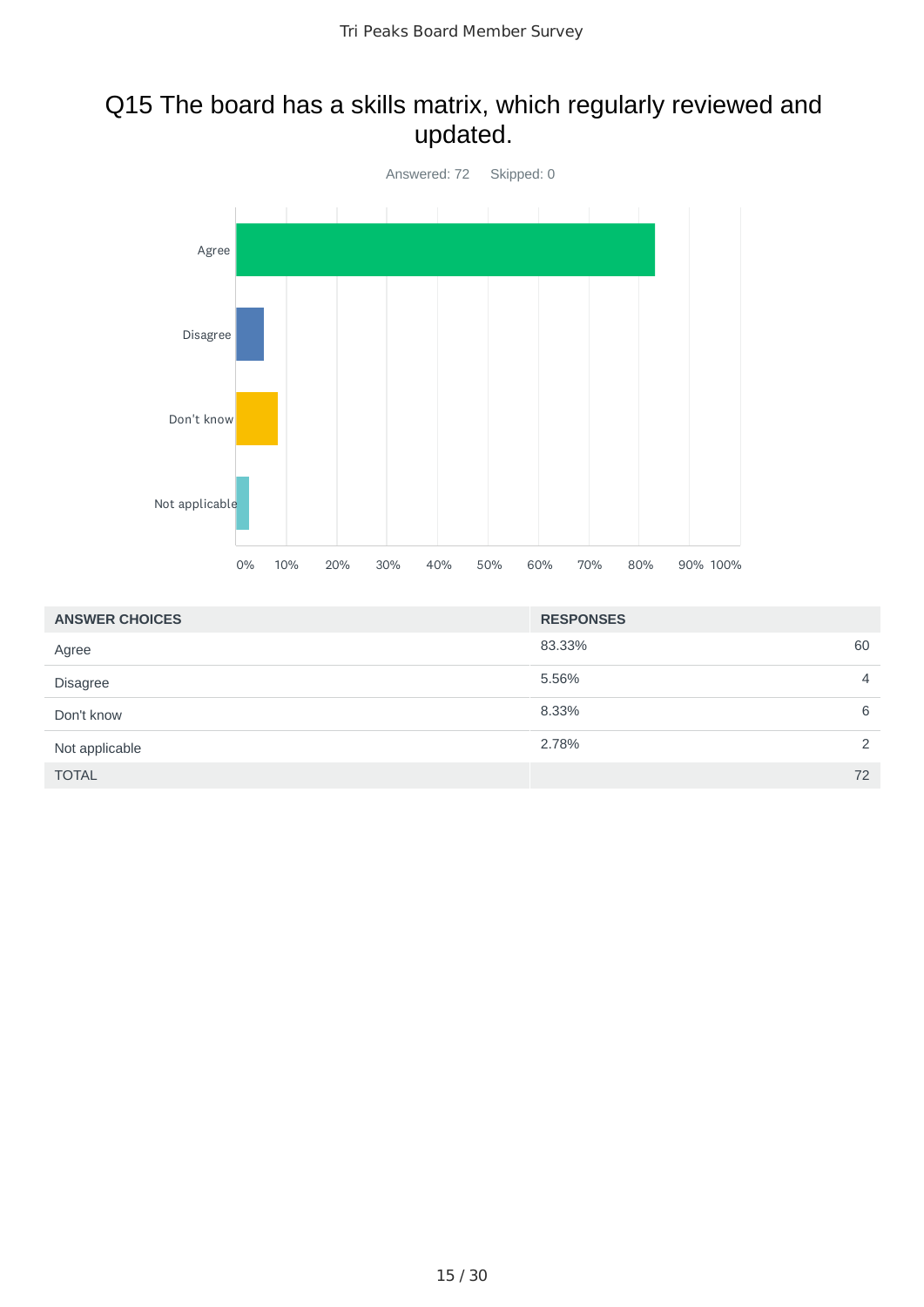## Q15 The board has a skills matrix, which regularly reviewed and updated.

Answered: 72    Skipped: 0

| ANSWER CHOICES | RESPONSES | |
|---|---|---|
| Agree | 83.33% | 60 |
| Disagree | 5.56% | 4 |
| Don't know | 8.33% | 6 |
| Not applicable | 2.78% | 2 |
| TOTAL | | 72 |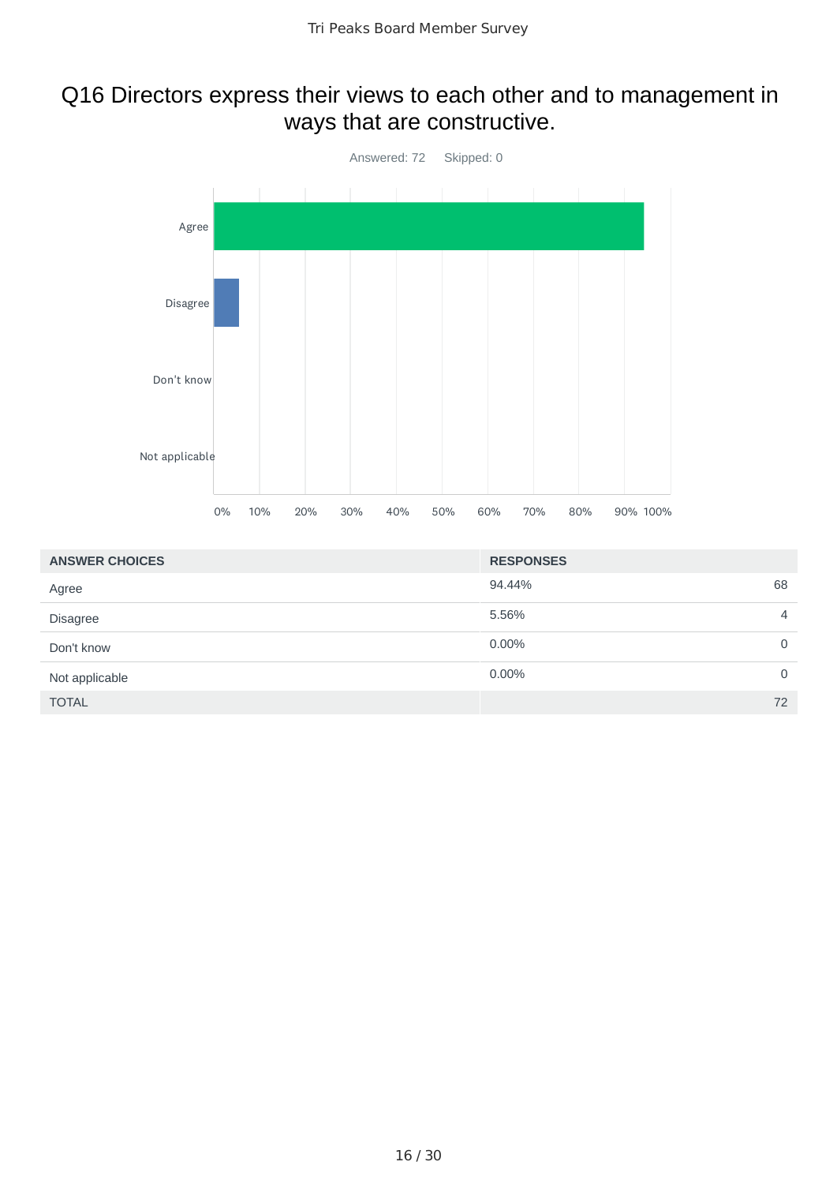## Q16 Directors express their views to each other and to management in ways that are constructive.

Answered: 72 Skipped: 0

| ANSWER CHOICES | RESPONSES | |
|---|---|---|
| Agree | 94.44% | 68 |
| Disagree | 5.56% | 4 |
| Don't know | 0.00% | 0 |
| Not applicable | 0.00% | 0 |
| TOTAL | | 72 |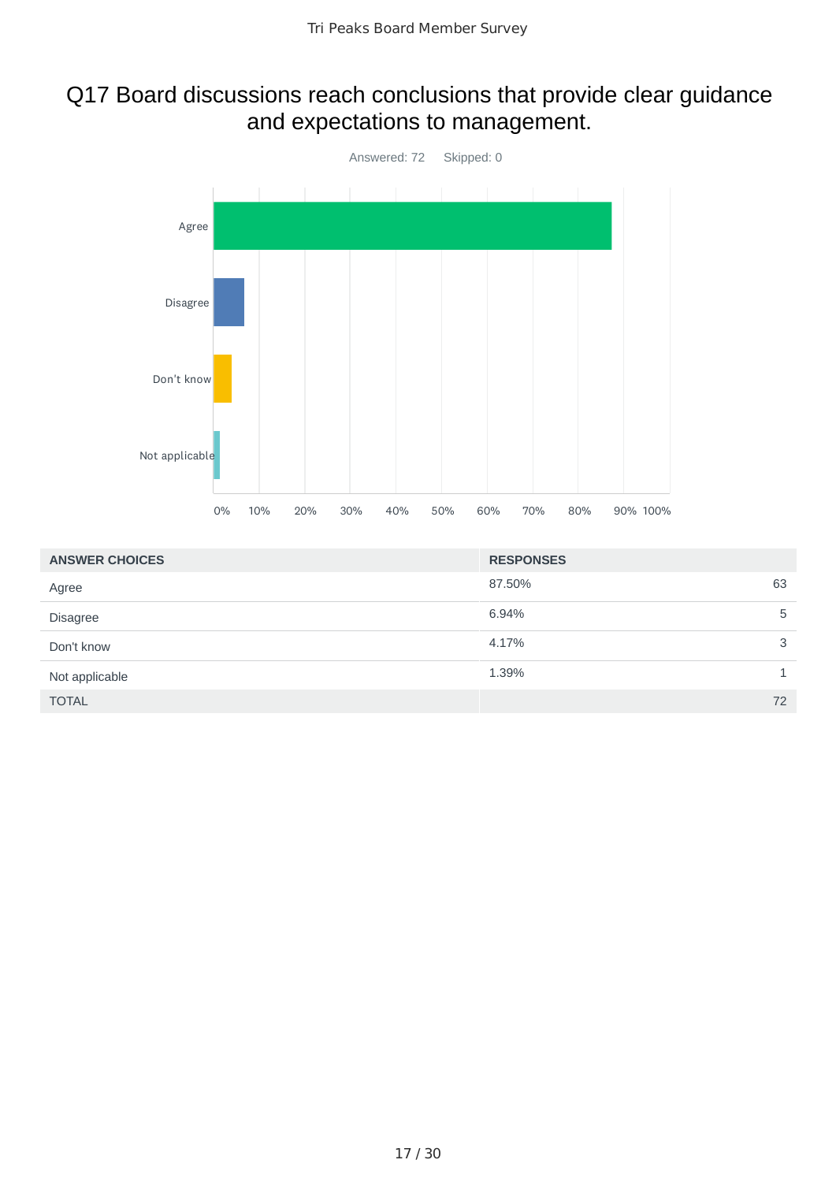# Q17 Board discussions reach conclusions that provide clear guidance and expectations to management.

Answered: 72 Skipped: 0

| ANSWER CHOICES | RESPONSES | |
|---|---|---|
| Agree | 87.50% | 63 |
| Disagree | 6.94% | 5 |
| Don't know | 4.17% | 3 |
| Not applicable | 1.39% | 1 |
| TOTAL | | 72 |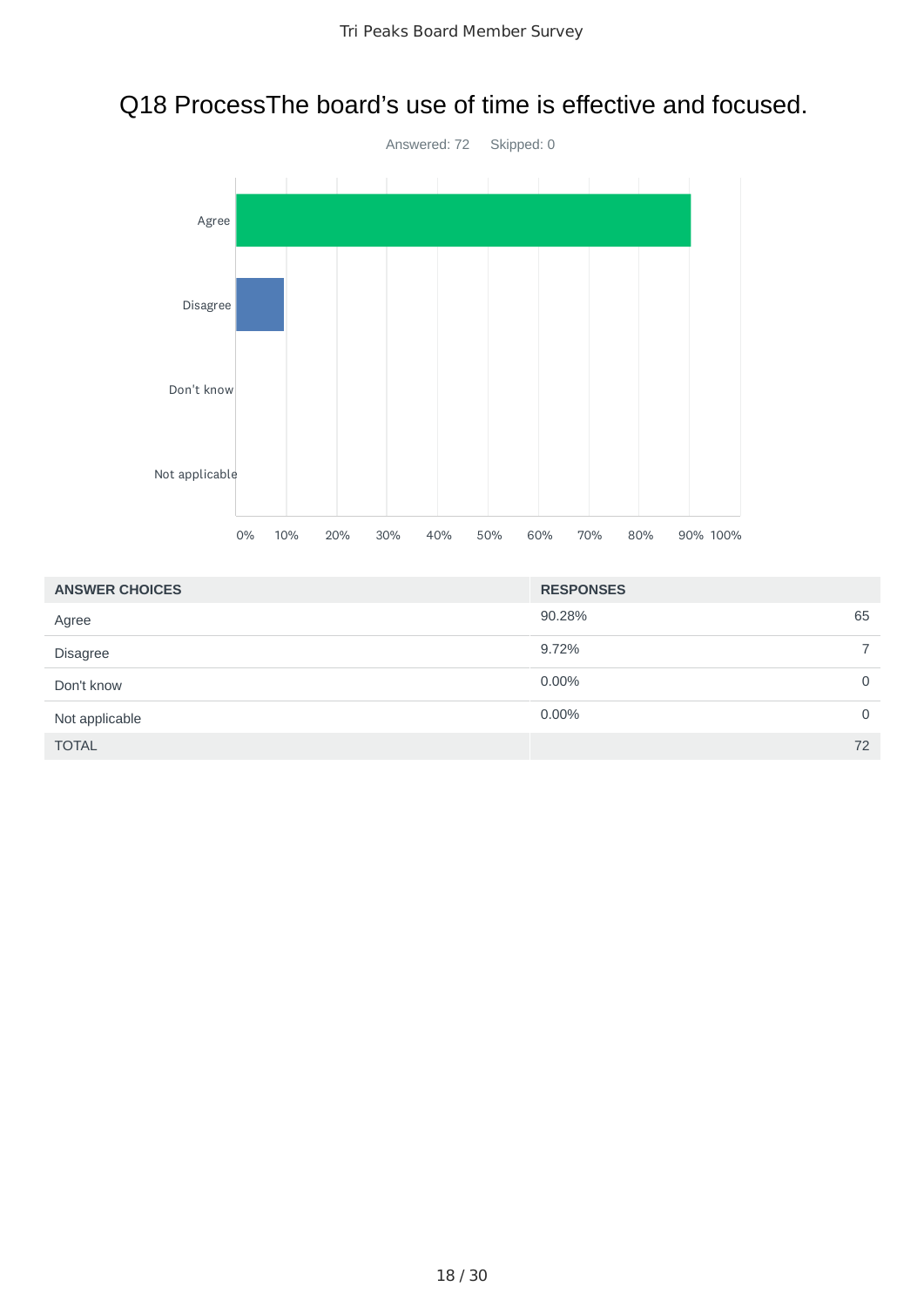## Q18 ProcessThe board's use of time is effective and focused.

Answered: 72 Skipped: 0

| ANSWER CHOICES | RESPONSES | |
|---|---|---|
| Agree | 90.28% | 65 |
| Disagree | 9.72% | 7 |
| Don't know | 0.00% | 0 |
| Not applicable | 0.00% | 0 |
| TOTAL | | 72 |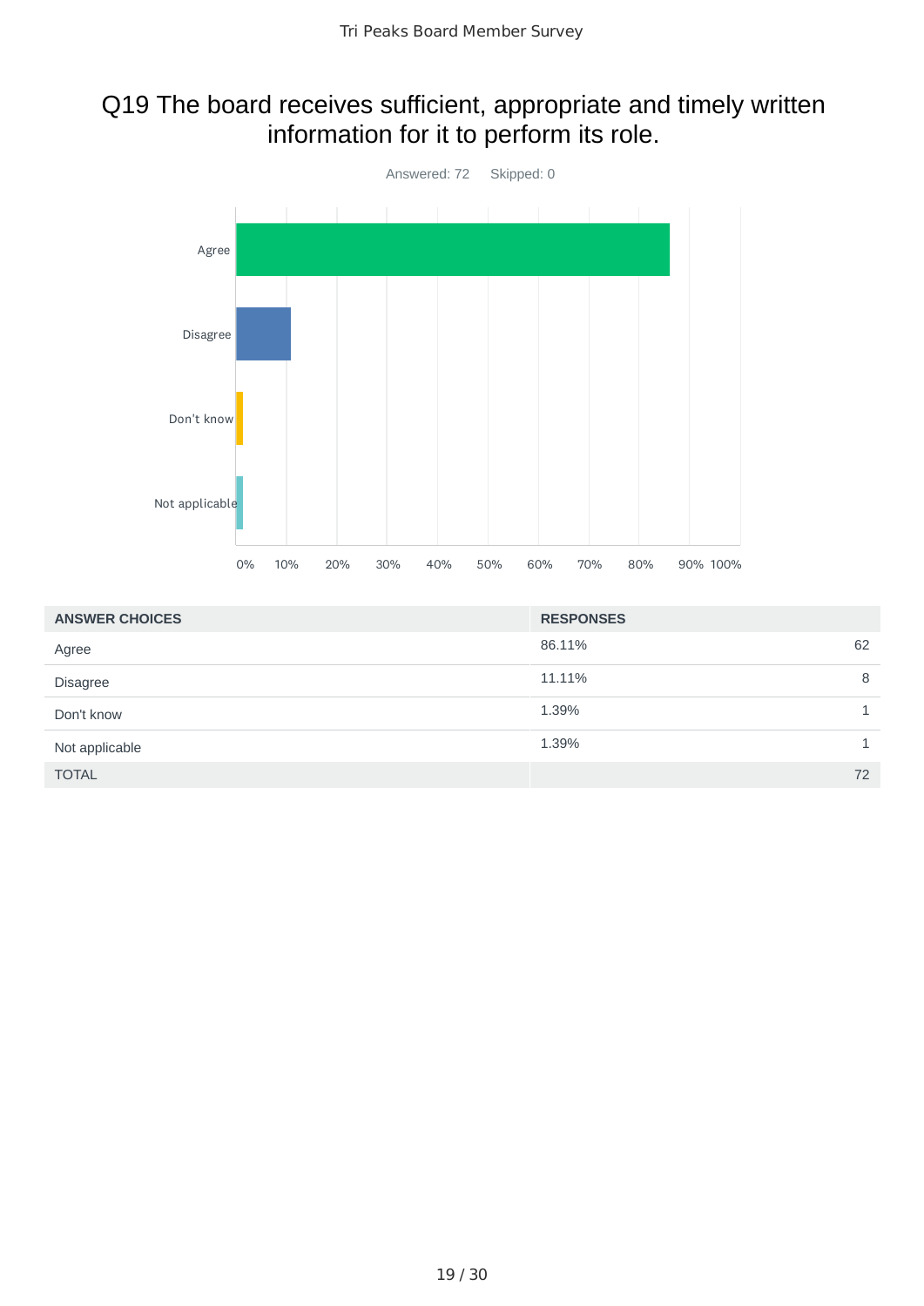## Q19 The board receives sufficient, appropriate and timely written information for it to perform its role.

Answered: 72 Skipped: 0

| ANSWER CHOICES | RESPONSES | |
|---|---|---|
| Agree | 86.11% | 62 |
| Disagree | 11.11% | 8 |
| Don't know | 1.39% | 1 |
| Not applicable | 1.39% | 1 |
| TOTAL | | 72 |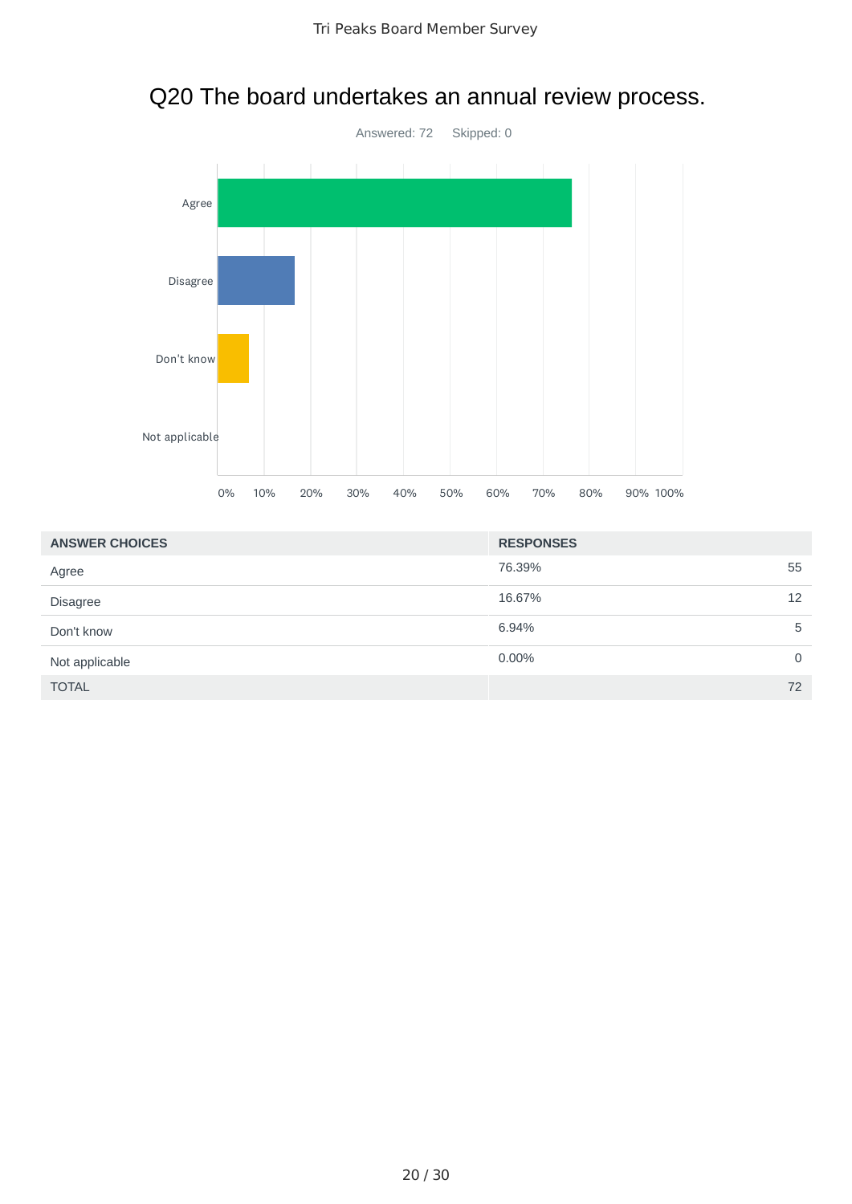## Q20 The board undertakes an annual review process.

Answered: 72    Skipped: 0

| ANSWER CHOICES | RESPONSES | |
|---|---|---|
| Agree | 76.39% | 55 |
| Disagree | 16.67% | 12 |
| Don't know | 6.94% | 5 |
| Not applicable | 0.00% | 0 |
| TOTAL | | 72 |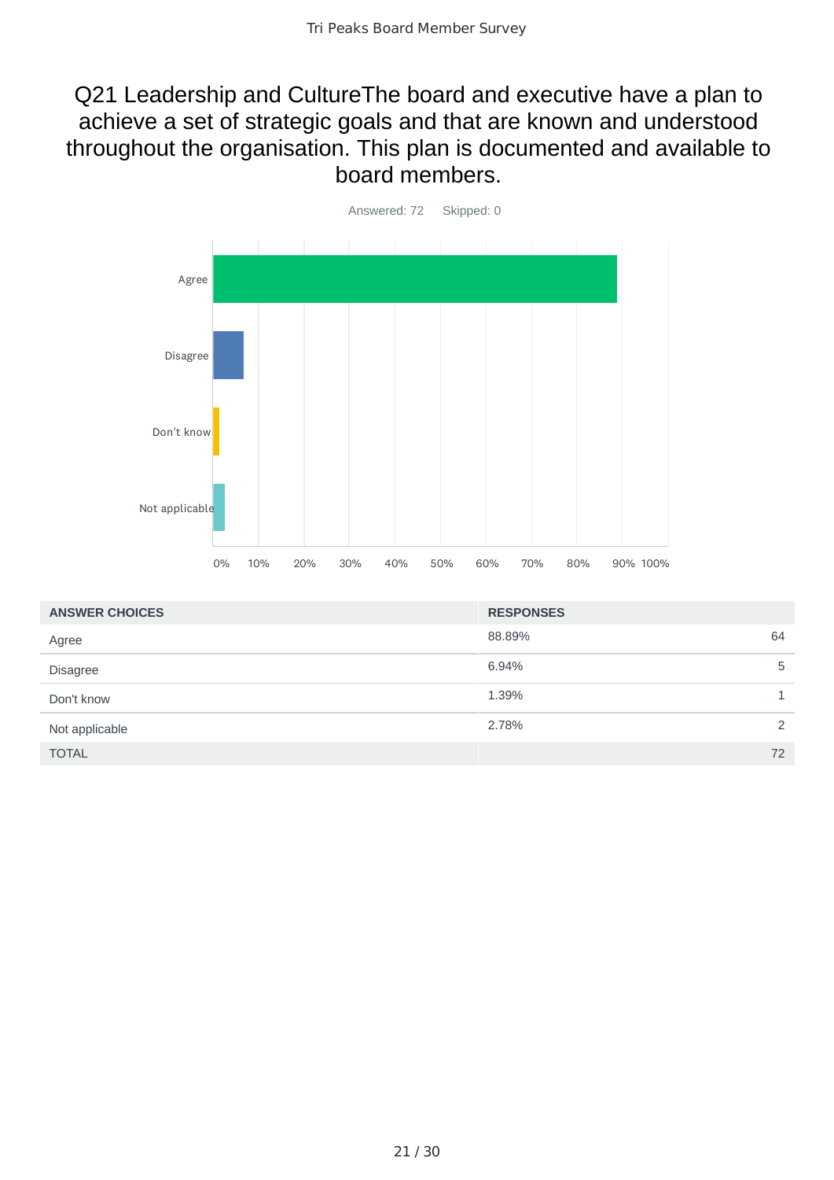# Q21 Leadership and CultureThe board and executive have a plan to achieve a set of strategic goals and that are known and understood throughout the organisation. This plan is documented and available to board members.

Answered: 72 Skipped: 0

| ANSWER CHOICES | RESPONSES | |
|---|---|---|
| Agree | 88.89% | 64 |
| Disagree | 6.94% | 5 |
| Don't know | 1.39% | 1 |
| Not applicable | 2.78% | 2 |
| TOTAL | | 72 |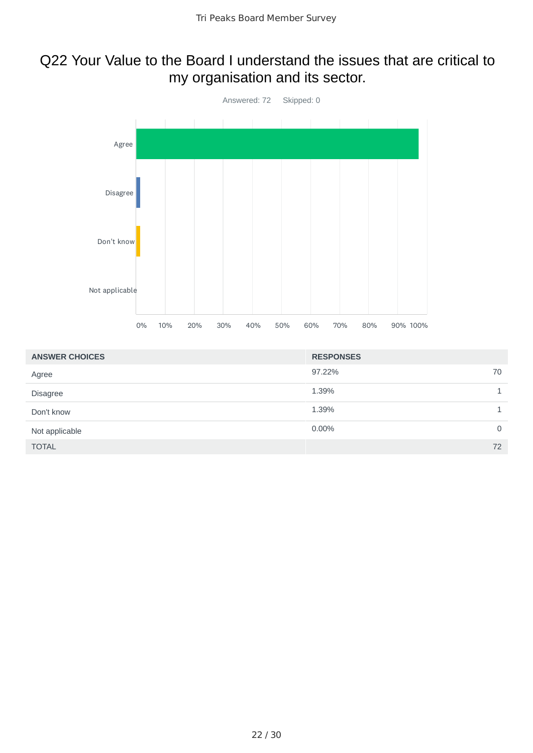## Q22 Your Value to the Board I understand the issues that are critical to my organisation and its sector.

Answered: 72    Skipped: 0

| ANSWER CHOICES | RESPONSES | |
|---|---|---|
| Agree | 97.22% | 70 |
| Disagree | 1.39% | 1 |
| Don't know | 1.39% | 1 |
| Not applicable | 0.00% | 0 |
| TOTAL | | 72 |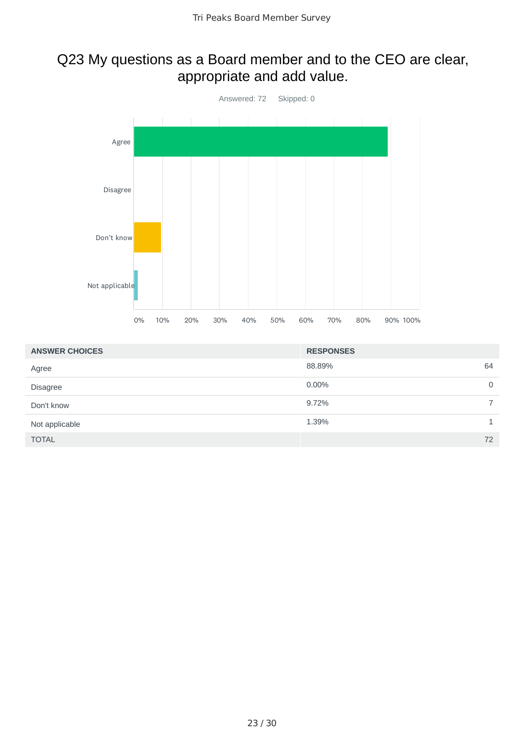## Q23 My questions as a Board member and to the CEO are clear, appropriate and add value.

Answered: 72 Skipped: 0

| ANSWER CHOICES | RESPONSES | |
|---|---|---|
| Agree | 88.89% | 64 |
| Disagree | 0.00% | 0 |
| Don't know | 9.72% | 7 |
| Not applicable | 1.39% | 1 |
| TOTAL | | 72 |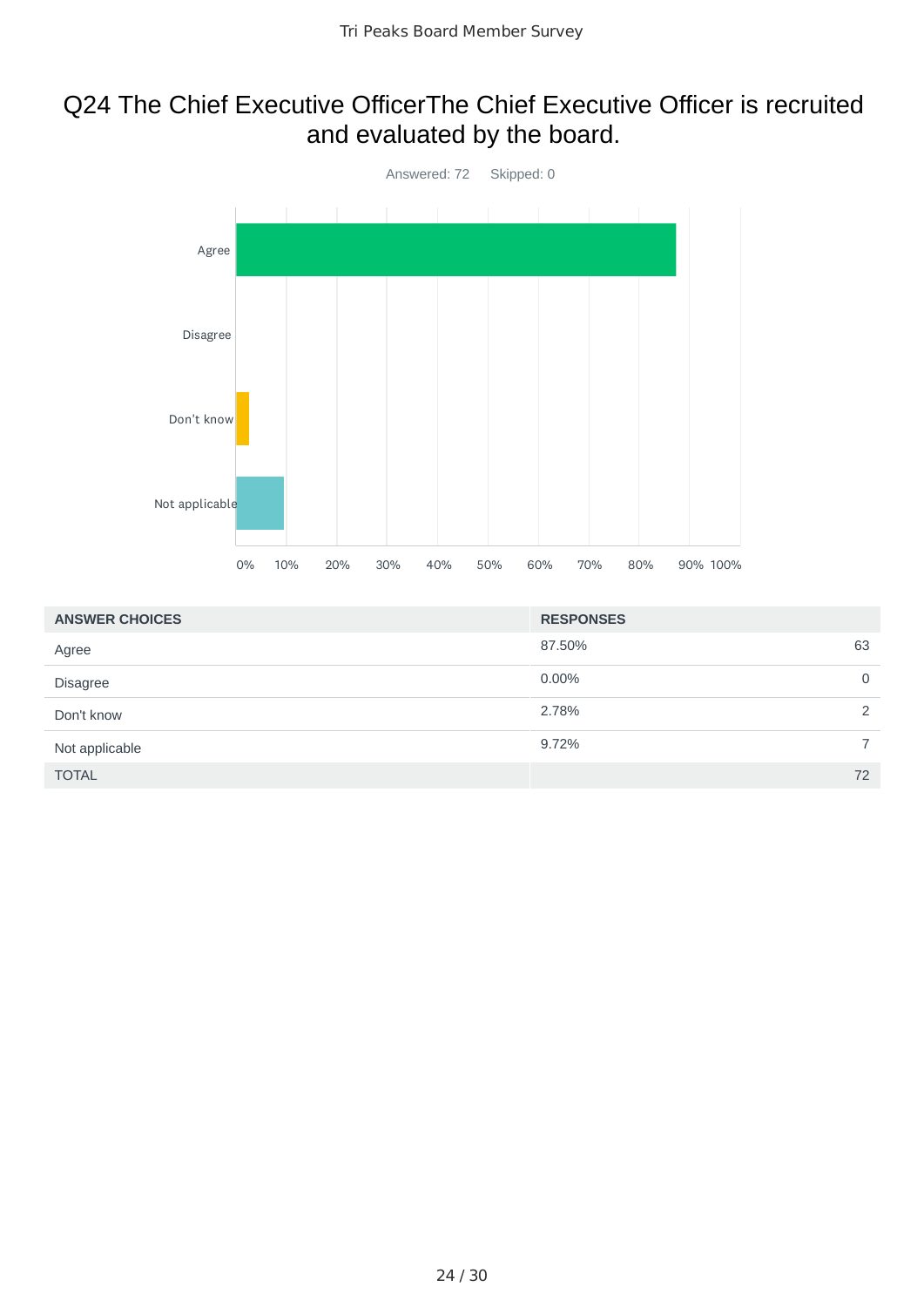## Q24 The Chief Executive OfficerThe Chief Executive Officer is recruited and evaluated by the board.

Answered: 72 Skipped: 0

| ANSWER CHOICES | RESPONSES | |
|---|---|---|
| Agree | 87.50% | 63 |
| Disagree | 0.00% | 0 |
| Don't know | 2.78% | 2 |
| Not applicable | 9.72% | 7 |
| TOTAL | | 72 |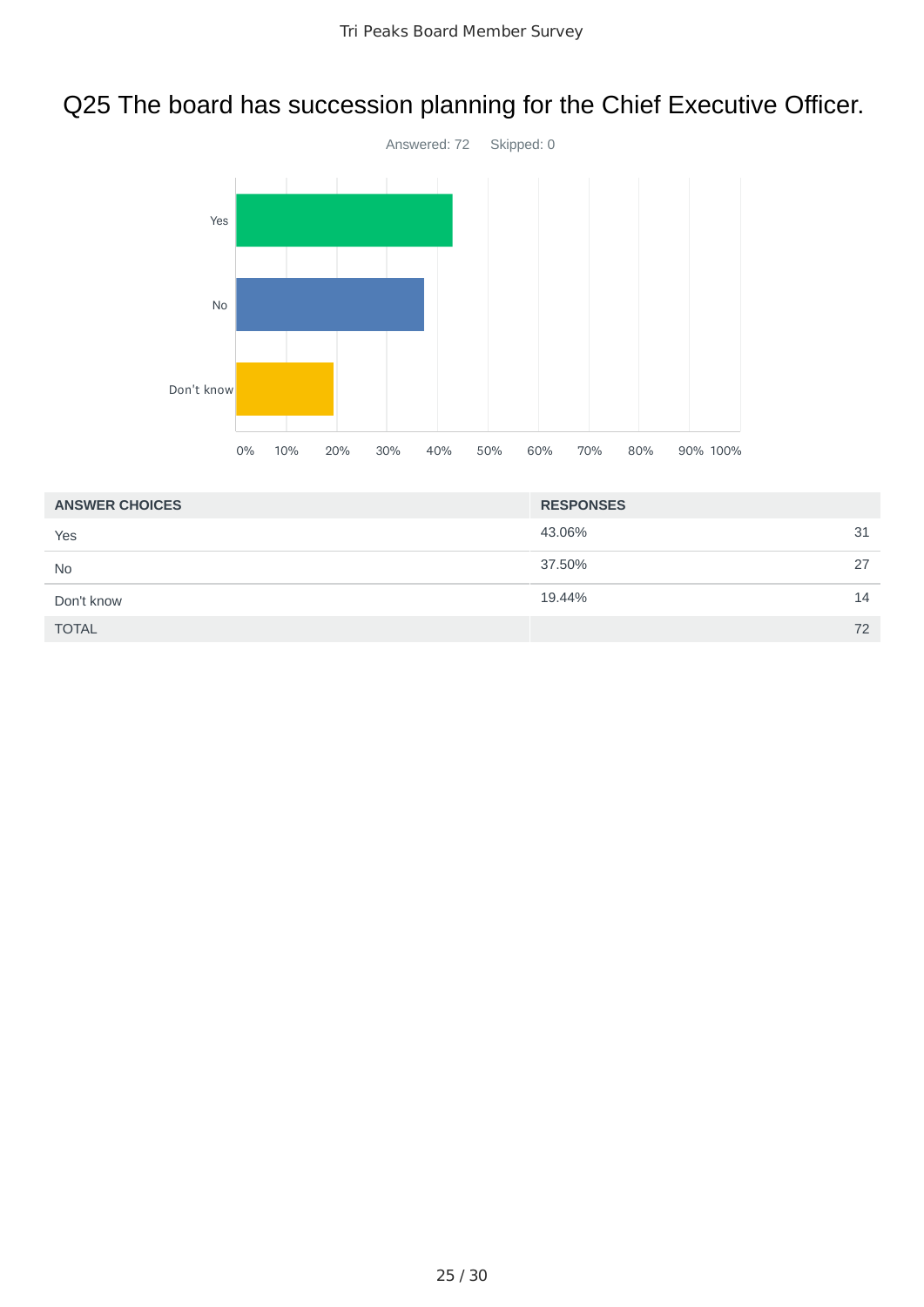# Q25 The board has succession planning for the Chief Executive Officer.

Answered: 72 Skipped: 0

| ANSWER CHOICES | RESPONSES | |
|---|---|---|
| Yes | 43.06% | 31 |
| No | 37.50% | 27 |
| Don't know | 19.44% | 14 |
| TOTAL | | 72 |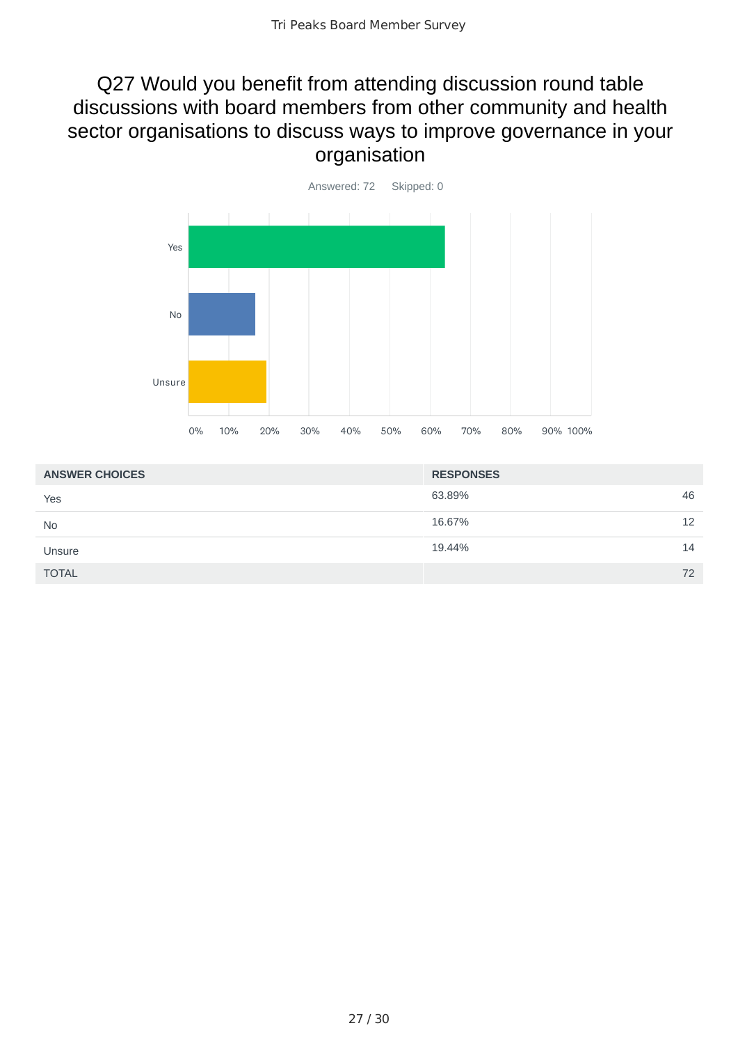# Q27 Would you benefit from attending discussion round table discussions with board members from other community and health sector organisations to discuss ways to improve governance in your organisation

Answered: 72 Skipped: 0

| ANSWER CHOICES | RESPONSES | |
|---|---|---|
| Yes | 63.89% | 46 |
| No | 16.67% | 12 |
| Unsure | 19.44% | 14 |
| TOTAL | | 72 |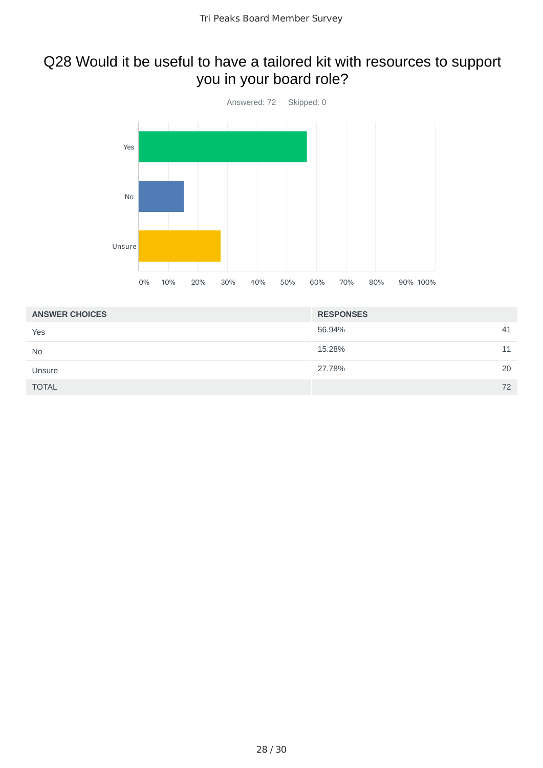## Q28 Would it be useful to have a tailored kit with resources to support you in your board role?

Answered: 72 Skipped: 0

Yes

No

Unsure

0% 10% 20% 30% 40% 50% 60% 70% 80% 90% 100%

| ANSWER CHOICES | RESPONSES | |
|---|---|---|
| Yes | 56.94% | 41 |
| No | 15.28% | 11 |
| Unsure | 27.78% | 20 |
| TOTAL | | 72 |